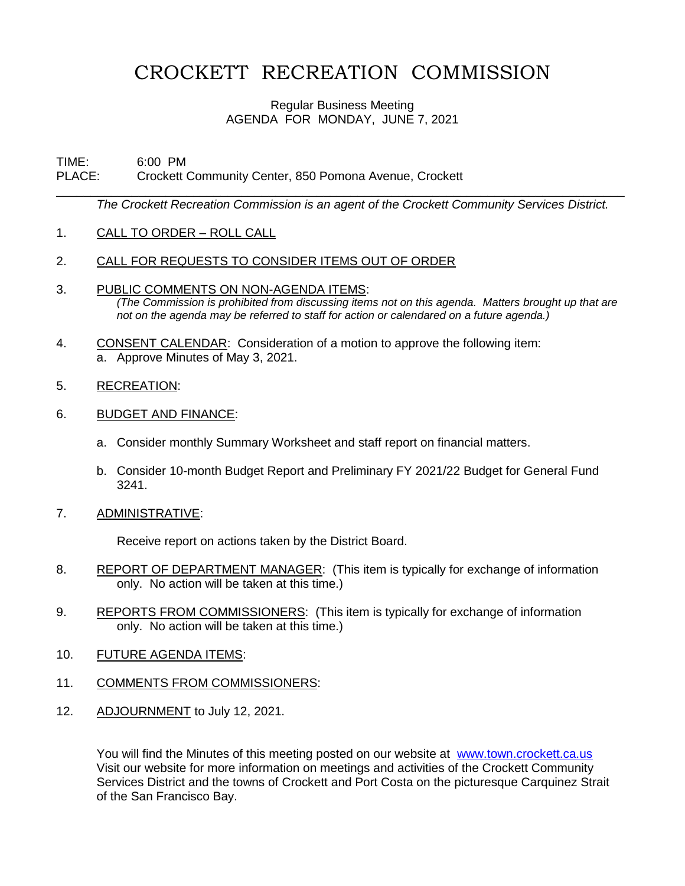# CROCKETT RECREATION COMMISSION

Regular Business Meeting
AGENDA FOR MONDAY, JUNE 7, 2021

TIME: 6:00 PM
PLACE: Crockett Community Center, 850 Pomona Avenue, Crockett

---

*The Crockett Recreation Commission is an agent of the Crockett Community Services District.*

1. CALL TO ORDER – ROLL CALL

2. CALL FOR REQUESTS TO CONSIDER ITEMS OUT OF ORDER

3. PUBLIC COMMENTS ON NON-AGENDA ITEMS:
   *(The Commission is prohibited from discussing items not on this agenda. Matters brought up that are not on the agenda may be referred to staff for action or calendared on a future agenda.)*

4. CONSENT CALENDAR: Consideration of a motion to approve the following item:
   a. Approve Minutes of May 3, 2021.

5. RECREATION:

6. BUDGET AND FINANCE:

   a. Consider monthly Summary Worksheet and staff report on financial matters.

   b. Consider 10-month Budget Report and Preliminary FY 2021/22 Budget for General Fund 3241.

7. ADMINISTRATIVE:

   Receive report on actions taken by the District Board.

8. REPORT OF DEPARTMENT MANAGER: (This item is typically for exchange of information only. No action will be taken at this time.)

9. REPORTS FROM COMMISSIONERS: (This item is typically for exchange of information only. No action will be taken at this time.)

10. FUTURE AGENDA ITEMS:

11. COMMENTS FROM COMMISSIONERS:

12. ADJOURNMENT to July 12, 2021.

You will find the Minutes of this meeting posted on our website at www.town.crockett.ca.us
Visit our website for more information on meetings and activities of the Crockett Community Services District and the towns of Crockett and Port Costa on the picturesque Carquinez Strait of the San Francisco Bay.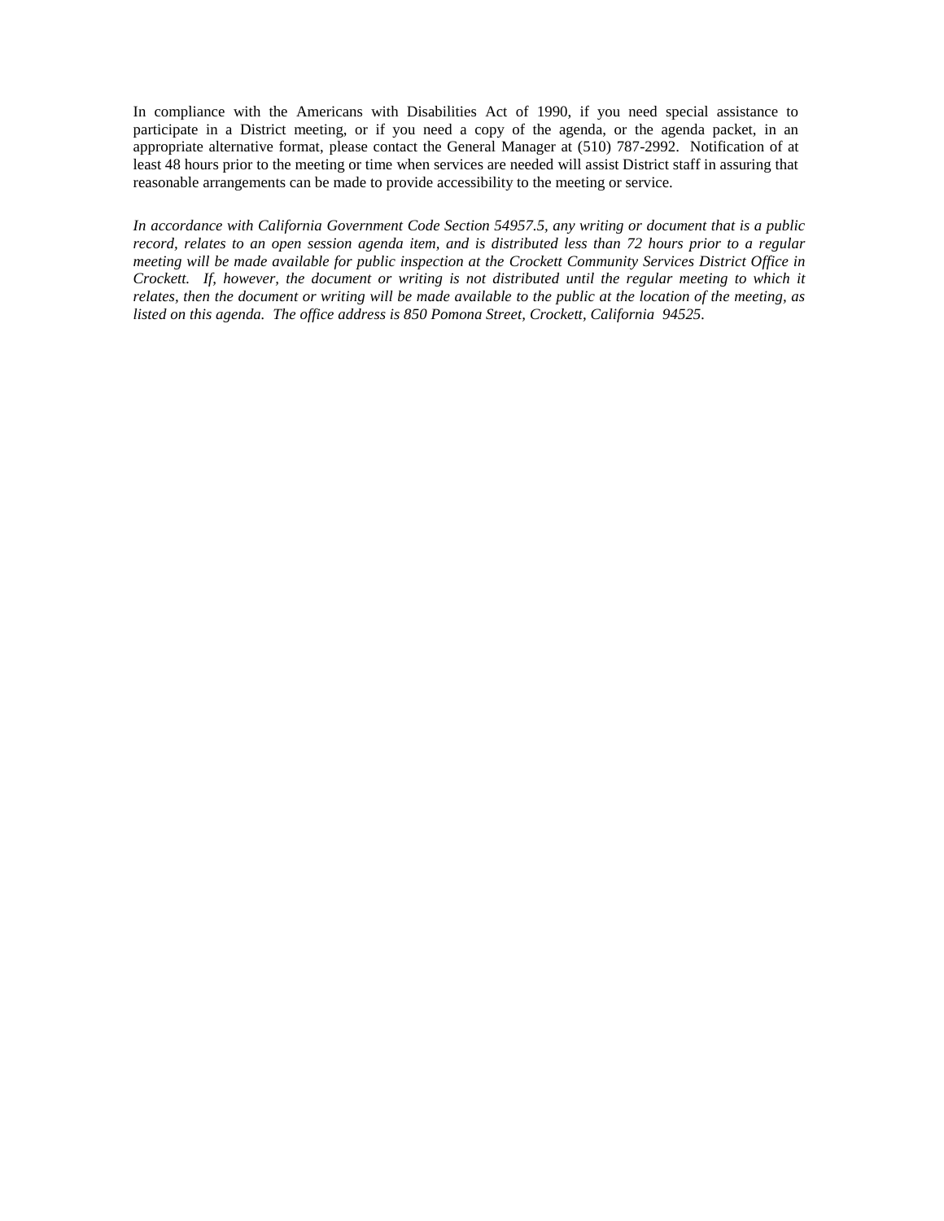In compliance with the Americans with Disabilities Act of 1990, if you need special assistance to participate in a District meeting, or if you need a copy of the agenda, or the agenda packet, in an appropriate alternative format, please contact the General Manager at (510) 787-2992. Notification of at least 48 hours prior to the meeting or time when services are needed will assist District staff in assuring that reasonable arrangements can be made to provide accessibility to the meeting or service.

*In accordance with California Government Code Section 54957.5, any writing or document that is a public record, relates to an open session agenda item, and is distributed less than 72 hours prior to a regular meeting will be made available for public inspection at the Crockett Community Services District Office in Crockett. If, however, the document or writing is not distributed until the regular meeting to which it relates, then the document or writing will be made available to the public at the location of the meeting, as listed on this agenda. The office address is 850 Pomona Street, Crockett, California 94525.*